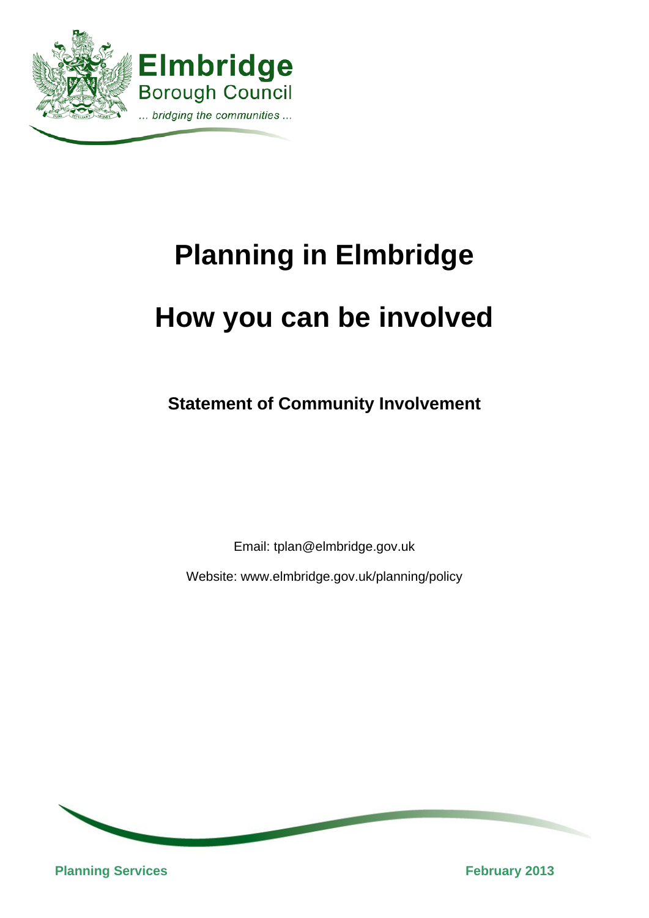Elmbridge
Borough Council
... bridging the communities ...

# Planning in Elmbridge

# How you can be involved

**Statement of Community Involvement**

Email: tplan@elmbridge.gov.uk

Website: www.elmbridge.gov.uk/planning/policy

**Planning Services** **February 2013**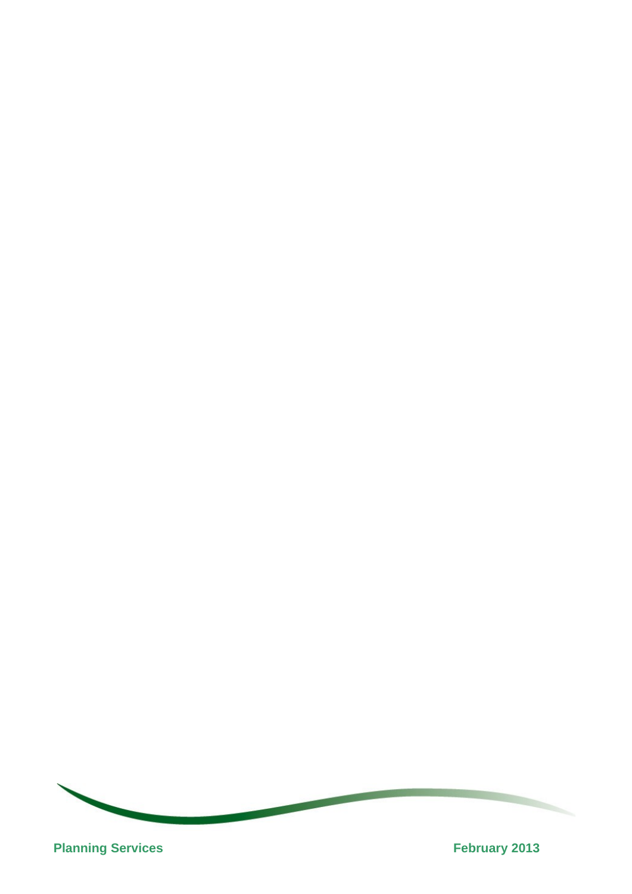**Planning Services** **February 2013**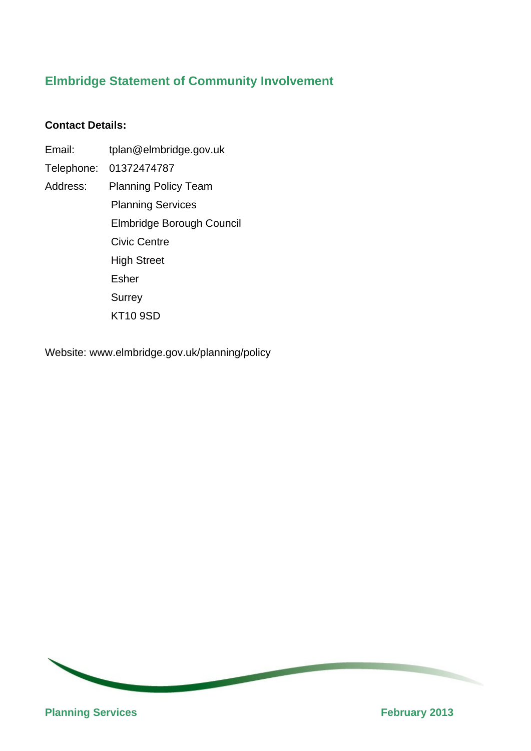## Elmbridge Statement of Community Involvement

**Contact Details:**

Email: tplan@elmbridge.gov.uk

Telephone: 01372474787

Address: Planning Policy Team
Planning Services
Elmbridge Borough Council
Civic Centre
High Street
Esher
Surrey
KT10 9SD

Website: www.elmbridge.gov.uk/planning/policy

**Planning Services** **February 2013**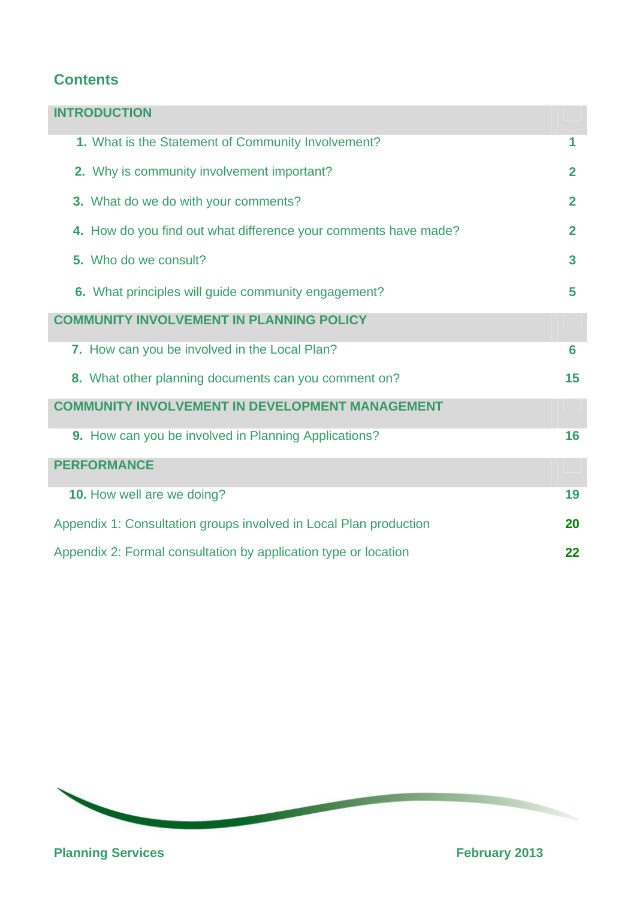## Contents

| INTRODUCTION | |
|---|---|
| **1.** What is the Statement of Community Involvement? | **1** |
| **2.** Why is community involvement important? | **2** |
| **3.** What do we do with your comments? | **2** |
| **4.** How do you find out what difference your comments have made? | **2** |
| **5.** Who do we consult? | **3** |
| **6.** What principles will guide community engagement? | **5** |
| **COMMUNITY INVOLVEMENT IN PLANNING POLICY** | |
| **7.** How can you be involved in the Local Plan? | **6** |
| **8.** What other planning documents can you comment on? | **15** |
| **COMMUNITY INVOLVEMENT IN DEVELOPMENT MANAGEMENT** | |
| **9.** How can you be involved in Planning Applications? | **16** |
| **PERFORMANCE** | |
| **10.** How well are we doing? | **19** |
| Appendix 1: Consultation groups involved in Local Plan production | **20** |
| Appendix 2: Formal consultation by application type or location | **22** |

**Planning Services** **February 2013**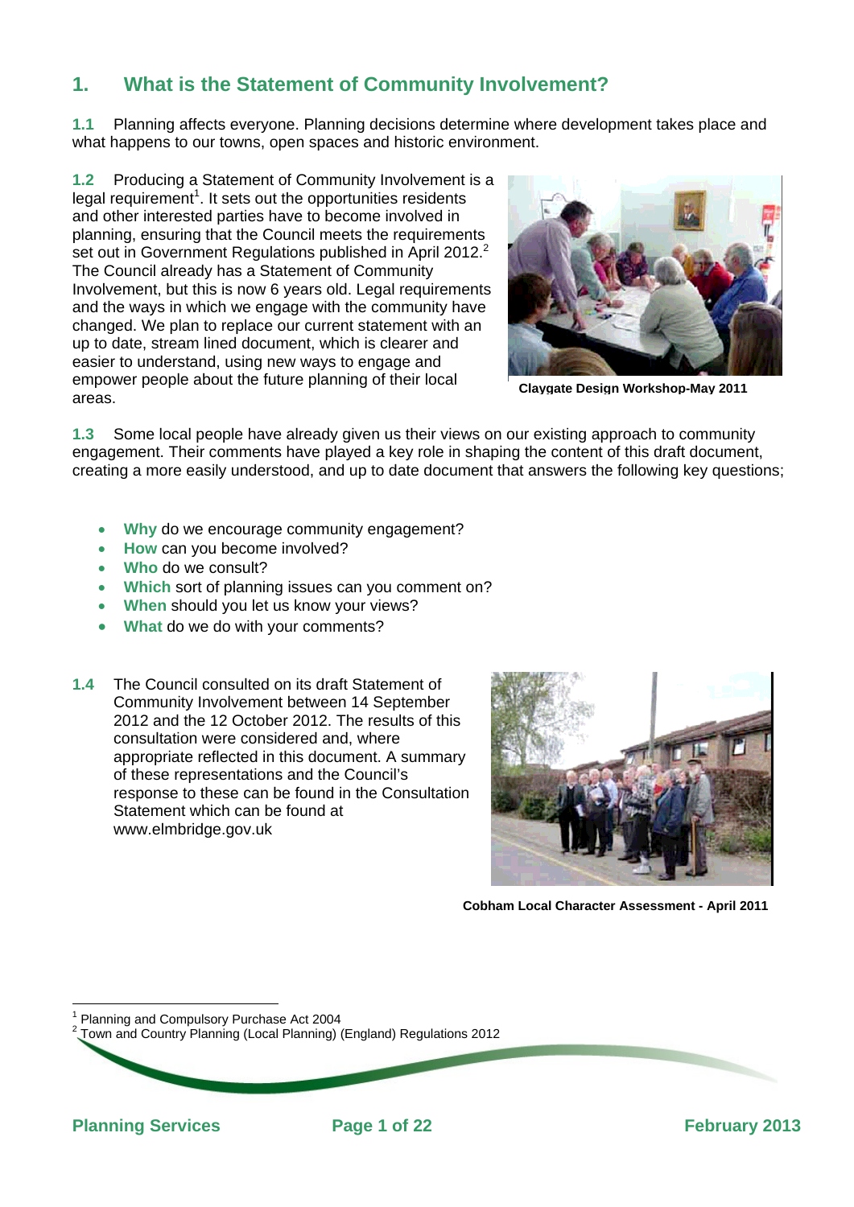## 1. What is the Statement of Community Involvement?

**1.1** Planning affects everyone. Planning decisions determine where development takes place and what happens to our towns, open spaces and historic environment.

**1.2** Producing a Statement of Community Involvement is a legal requirement[1]. It sets out the opportunities residents and other interested parties have to become involved in planning, ensuring that the Council meets the requirements set out in Government Regulations published in April 2012.[2] The Council already has a Statement of Community Involvement, but this is now 6 years old. Legal requirements and the ways in which we engage with the community have changed. We plan to replace our current statement with an up to date, stream lined document, which is clearer and easier to understand, using new ways to engage and empower people about the future planning of their local areas.

**Claygate Design Workshop-May 2011**

**1.3** Some local people have already given us their views on our existing approach to community engagement. Their comments have played a key role in shaping the content of this draft document, creating a more easily understood, and up to date document that answers the following key questions;

- **Why** do we encourage community engagement?
- **How** can you become involved?
- **Who** do we consult?
- **Which** sort of planning issues can you comment on?
- **When** should you let us know your views?
- **What** do we do with your comments?

**1.4** The Council consulted on its draft Statement of Community Involvement between 14 September 2012 and the 12 October 2012. The results of this consultation were considered and, where appropriate reflected in this document. A summary of these representations and the Council's response to these can be found in the Consultation Statement which can be found at www.elmbridge.gov.uk

**Cobham Local Character Assessment - April 2011**

[1] Planning and Compulsory Purchase Act 2004
[2] Town and Country Planning (Local Planning) (England) Regulations 2012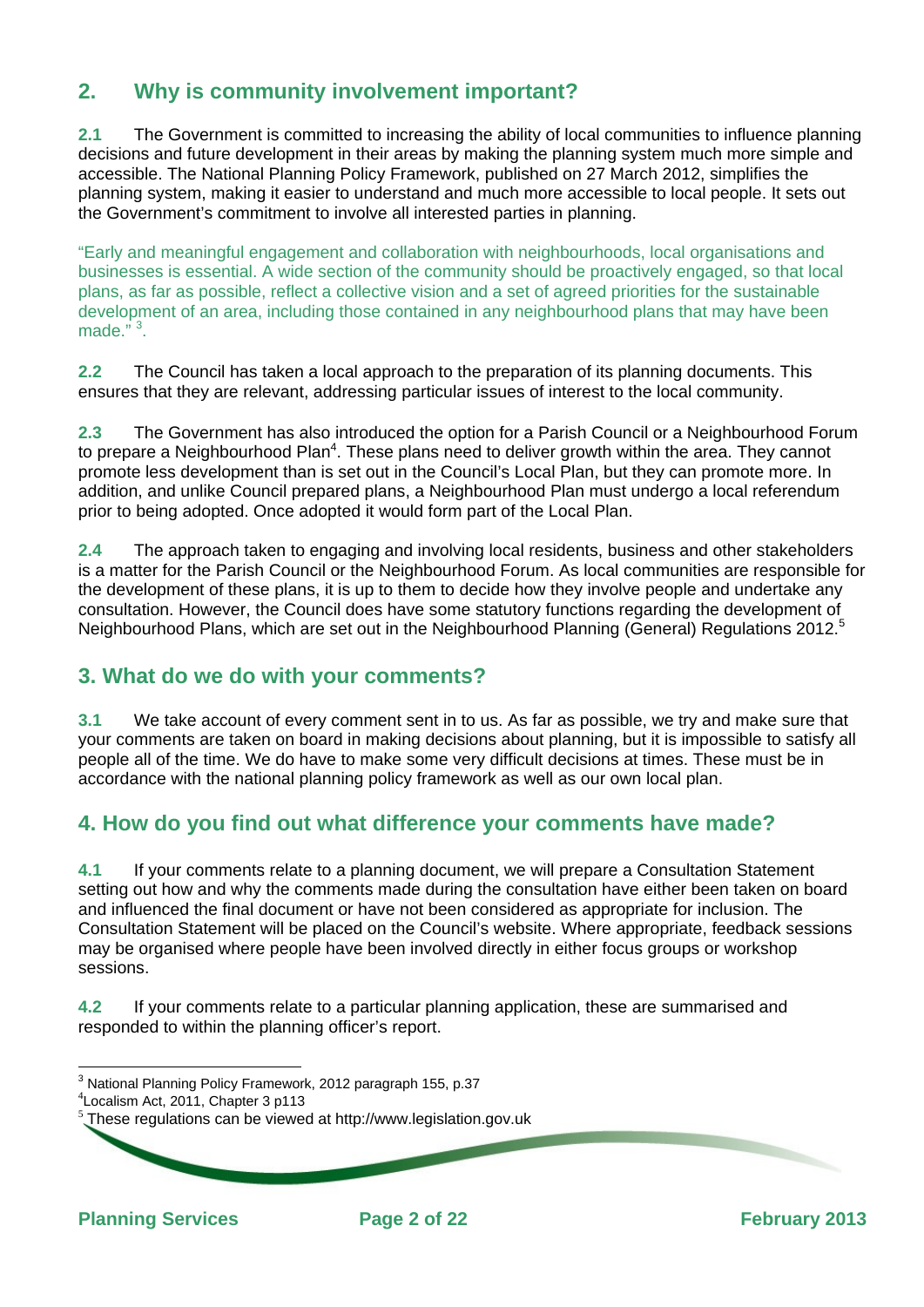## 2. Why is community involvement important?

**2.1** The Government is committed to increasing the ability of local communities to influence planning decisions and future development in their areas by making the planning system much more simple and accessible. The National Planning Policy Framework, published on 27 March 2012, simplifies the planning system, making it easier to understand and much more accessible to local people. It sets out the Government's commitment to involve all interested parties in planning.

"Early and meaningful engagement and collaboration with neighbourhoods, local organisations and businesses is essential. A wide section of the community should be proactively engaged, so that local plans, as far as possible, reflect a collective vision and a set of agreed priorities for the sustainable development of an area, including those contained in any neighbourhood plans that may have been made." [3].

**2.2** The Council has taken a local approach to the preparation of its planning documents. This ensures that they are relevant, addressing particular issues of interest to the local community.

**2.3** The Government has also introduced the option for a Parish Council or a Neighbourhood Forum to prepare a Neighbourhood Plan[4]. These plans need to deliver growth within the area. They cannot promote less development than is set out in the Council's Local Plan, but they can promote more. In addition, and unlike Council prepared plans, a Neighbourhood Plan must undergo a local referendum prior to being adopted. Once adopted it would form part of the Local Plan.

**2.4** The approach taken to engaging and involving local residents, business and other stakeholders is a matter for the Parish Council or the Neighbourhood Forum. As local communities are responsible for the development of these plans, it is up to them to decide how they involve people and undertake any consultation. However, the Council does have some statutory functions regarding the development of Neighbourhood Plans, which are set out in the Neighbourhood Planning (General) Regulations 2012.[5]

## 3. What do we do with your comments?

**3.1** We take account of every comment sent in to us. As far as possible, we try and make sure that your comments are taken on board in making decisions about planning, but it is impossible to satisfy all people all of the time. We do have to make some very difficult decisions at times. These must be in accordance with the national planning policy framework as well as our own local plan.

## 4. How do you find out what difference your comments have made?

**4.1** If your comments relate to a planning document, we will prepare a Consultation Statement setting out how and why the comments made during the consultation have either been taken on board and influenced the final document or have not been considered as appropriate for inclusion. The Consultation Statement will be placed on the Council's website. Where appropriate, feedback sessions may be organised where people have been involved directly in either focus groups or workshop sessions.

**4.2** If your comments relate to a particular planning application, these are summarised and responded to within the planning officer's report.

---

[3] National Planning Policy Framework, 2012 paragraph 155, p.37
[4] Localism Act, 2011, Chapter 3 p113
[5] These regulations can be viewed at http://www.legislation.gov.uk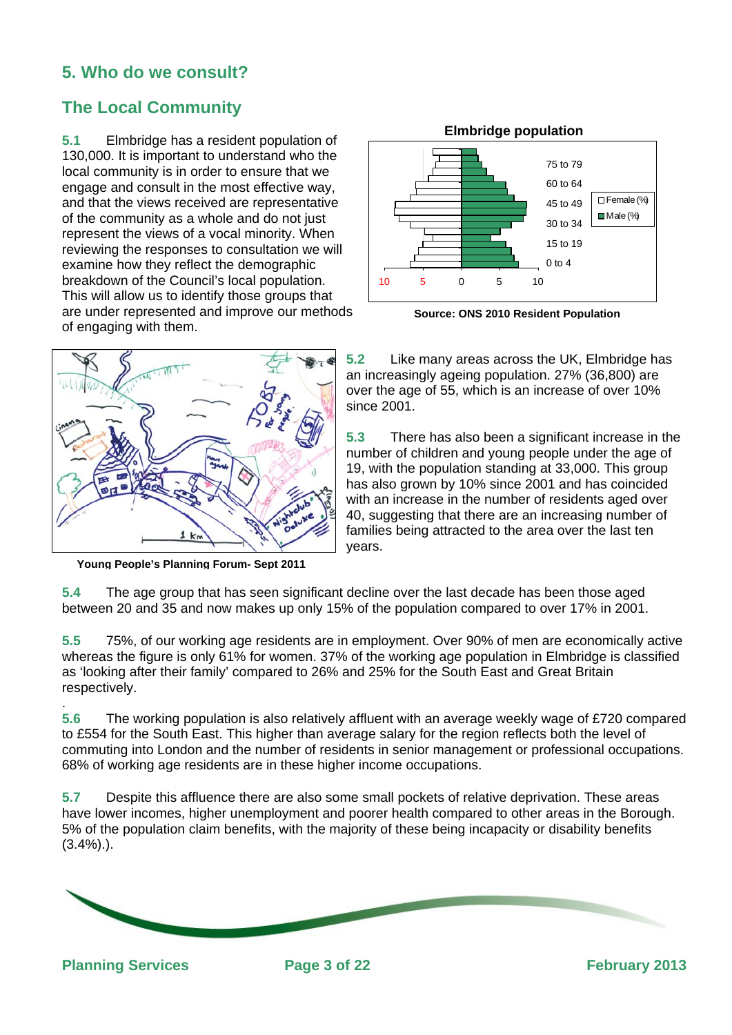# 5. Who do we consult?

## The Local Community

**5.1** Elmbridge has a resident population of 130,000. It is important to understand who the local community is in order to ensure that we engage and consult in the most effective way, and that the views received are representative of the community as a whole and do not just represent the views of a vocal minority. When reviewing the responses to consultation we will examine how they reflect the demographic breakdown of the Council's local population. This will allow us to identify those groups that are under represented and improve our methods of engaging with them.

**Elmbridge population**

Source: ONS 2010 Resident Population

Young People's Planning Forum- Sept 2011

**5.2** Like many areas across the UK, Elmbridge has an increasingly ageing population. 27% (36,800) are over the age of 55, which is an increase of over 10% since 2001.

**5.3** There has also been a significant increase in the number of children and young people under the age of 19, with the population standing at 33,000. This group has also grown by 10% since 2001 and has coincided with an increase in the number of residents aged over 40, suggesting that there are an increasing number of families being attracted to the area over the last ten years.

**5.4** The age group that has seen significant decline over the last decade has been those aged between 20 and 35 and now makes up only 15% of the population compared to over 17% in 2001.

**5.5** 75%, of our working age residents are in employment. Over 90% of men are economically active whereas the figure is only 61% for women. 37% of the working age population in Elmbridge is classified as 'looking after their family' compared to 26% and 25% for the South East and Great Britain respectively.

**5.6** The working population is also relatively affluent with an average weekly wage of £720 compared to £554 for the South East. This higher than average salary for the region reflects both the level of commuting into London and the number of residents in senior management or professional occupations. 68% of working age residents are in these higher income occupations.

**5.7** Despite this affluence there are also some small pockets of relative deprivation. These areas have lower incomes, higher unemployment and poorer health compared to other areas in the Borough. 5% of the population claim benefits, with the majority of these being incapacity or disability benefits (3.4%).).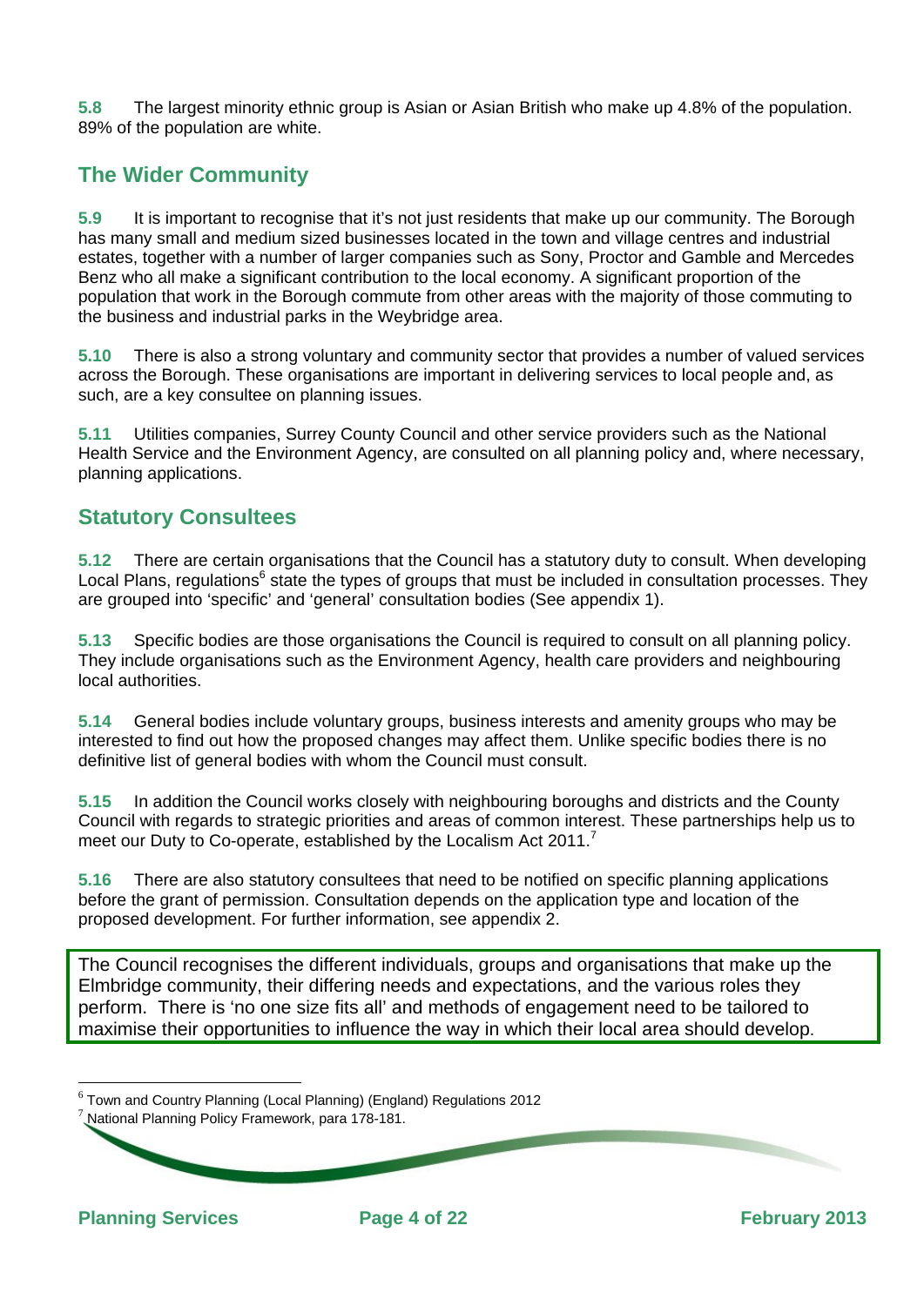**5.8** The largest minority ethnic group is Asian or Asian British who make up 4.8% of the population. 89% of the population are white.

## The Wider Community

**5.9** It is important to recognise that it's not just residents that make up our community. The Borough has many small and medium sized businesses located in the town and village centres and industrial estates, together with a number of larger companies such as Sony, Proctor and Gamble and Mercedes Benz who all make a significant contribution to the local economy. A significant proportion of the population that work in the Borough commute from other areas with the majority of those commuting to the business and industrial parks in the Weybridge area.

**5.10** There is also a strong voluntary and community sector that provides a number of valued services across the Borough. These organisations are important in delivering services to local people and, as such, are a key consultee on planning issues.

**5.11** Utilities companies, Surrey County Council and other service providers such as the National Health Service and the Environment Agency, are consulted on all planning policy and, where necessary, planning applications.

## Statutory Consultees

**5.12** There are certain organisations that the Council has a statutory duty to consult. When developing Local Plans, regulations[6] state the types of groups that must be included in consultation processes. They are grouped into 'specific' and 'general' consultation bodies (See appendix 1).

**5.13** Specific bodies are those organisations the Council is required to consult on all planning policy. They include organisations such as the Environment Agency, health care providers and neighbouring local authorities.

**5.14** General bodies include voluntary groups, business interests and amenity groups who may be interested to find out how the proposed changes may affect them. Unlike specific bodies there is no definitive list of general bodies with whom the Council must consult.

**5.15** In addition the Council works closely with neighbouring boroughs and districts and the County Council with regards to strategic priorities and areas of common interest. These partnerships help us to meet our Duty to Co-operate, established by the Localism Act 2011.[7]

**5.16** There are also statutory consultees that need to be notified on specific planning applications before the grant of permission. Consultation depends on the application type and location of the proposed development. For further information, see appendix 2.

> The Council recognises the different individuals, groups and organisations that make up the Elmbridge community, their differing needs and expectations, and the various roles they perform. There is 'no one size fits all' and methods of engagement need to be tailored to maximise their opportunities to influence the way in which their local area should develop.

[6] Town and Country Planning (Local Planning) (England) Regulations 2012

[7] National Planning Policy Framework, para 178-181.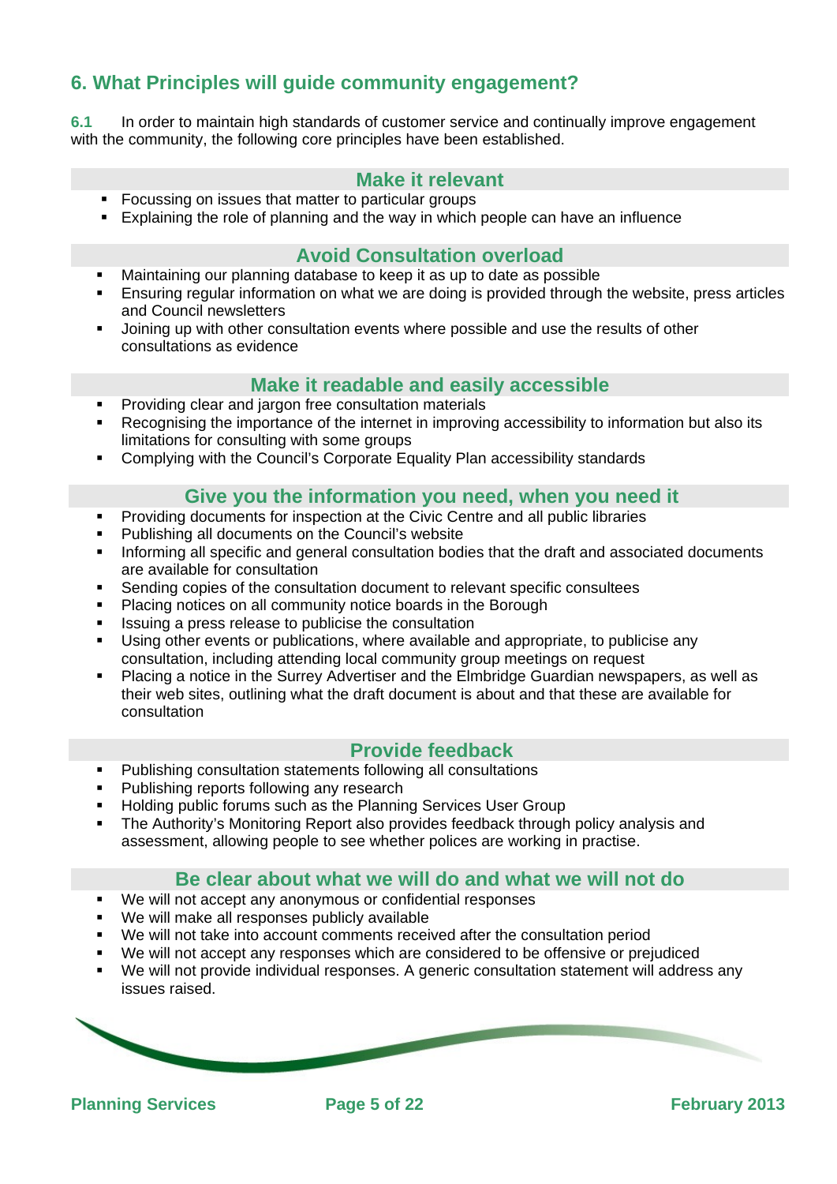## 6. What Principles will guide community engagement?

**6.1** In order to maintain high standards of customer service and continually improve engagement with the community, the following core principles have been established.

### Make it relevant

- Focussing on issues that matter to particular groups
- Explaining the role of planning and the way in which people can have an influence

### Avoid Consultation overload

- Maintaining our planning database to keep it as up to date as possible
- Ensuring regular information on what we are doing is provided through the website, press articles and Council newsletters
- Joining up with other consultation events where possible and use the results of other consultations as evidence

### Make it readable and easily accessible

- Providing clear and jargon free consultation materials
- Recognising the importance of the internet in improving accessibility to information but also its limitations for consulting with some groups
- Complying with the Council's Corporate Equality Plan accessibility standards

### Give you the information you need, when you need it

- Providing documents for inspection at the Civic Centre and all public libraries
- Publishing all documents on the Council's website
- Informing all specific and general consultation bodies that the draft and associated documents are available for consultation
- Sending copies of the consultation document to relevant specific consultees
- Placing notices on all community notice boards in the Borough
- Issuing a press release to publicise the consultation
- Using other events or publications, where available and appropriate, to publicise any consultation, including attending local community group meetings on request
- Placing a notice in the Surrey Advertiser and the Elmbridge Guardian newspapers, as well as their web sites, outlining what the draft document is about and that these are available for consultation

### Provide feedback

- Publishing consultation statements following all consultations
- Publishing reports following any research
- Holding public forums such as the Planning Services User Group
- The Authority's Monitoring Report also provides feedback through policy analysis and assessment, allowing people to see whether polices are working in practise.

### Be clear about what we will do and what we will not do

- We will not accept any anonymous or confidential responses
- We will make all responses publicly available
- We will not take into account comments received after the consultation period
- We will not accept any responses which are considered to be offensive or prejudiced
- We will not provide individual responses. A generic consultation statement will address any issues raised.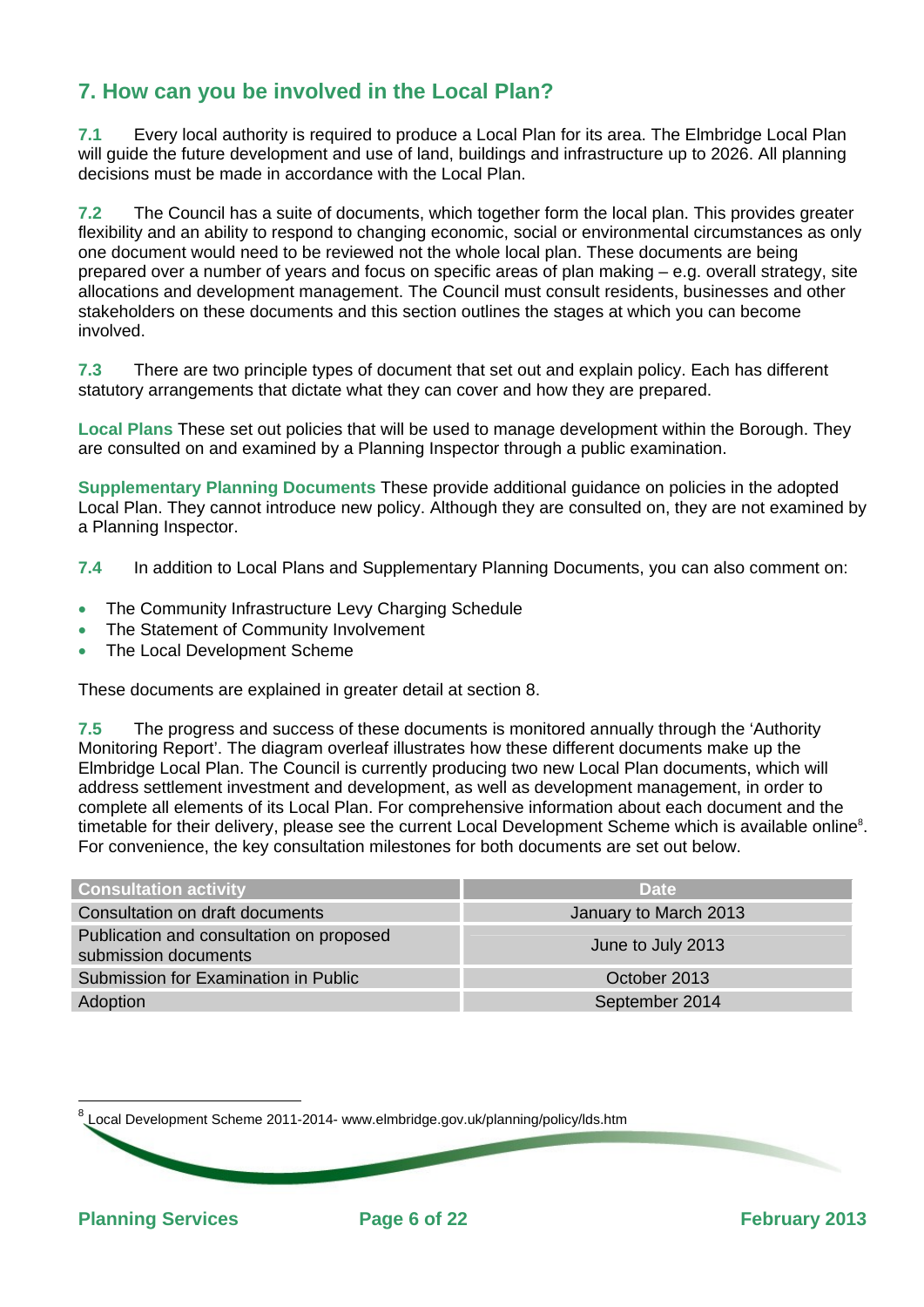## 7. How can you be involved in the Local Plan?

**7.1** Every local authority is required to produce a Local Plan for its area. The Elmbridge Local Plan will guide the future development and use of land, buildings and infrastructure up to 2026. All planning decisions must be made in accordance with the Local Plan.

**7.2** The Council has a suite of documents, which together form the local plan. This provides greater flexibility and an ability to respond to changing economic, social or environmental circumstances as only one document would need to be reviewed not the whole local plan. These documents are being prepared over a number of years and focus on specific areas of plan making – e.g. overall strategy, site allocations and development management. The Council must consult residents, businesses and other stakeholders on these documents and this section outlines the stages at which you can become involved.

**7.3** There are two principle types of document that set out and explain policy. Each has different statutory arrangements that dictate what they can cover and how they are prepared.

**Local Plans** These set out policies that will be used to manage development within the Borough. They are consulted on and examined by a Planning Inspector through a public examination.

**Supplementary Planning Documents** These provide additional guidance on policies in the adopted Local Plan. They cannot introduce new policy. Although they are consulted on, they are not examined by a Planning Inspector.

**7.4** In addition to Local Plans and Supplementary Planning Documents, you can also comment on:

- The Community Infrastructure Levy Charging Schedule
- The Statement of Community Involvement
- The Local Development Scheme

These documents are explained in greater detail at section 8.

**7.5** The progress and success of these documents is monitored annually through the 'Authority Monitoring Report'. The diagram overleaf illustrates how these different documents make up the Elmbridge Local Plan. The Council is currently producing two new Local Plan documents, which will address settlement investment and development, as well as development management, in order to complete all elements of its Local Plan. For comprehensive information about each document and the timetable for their delivery, please see the current Local Development Scheme which is available online[8]. For convenience, the key consultation milestones for both documents are set out below.

| Consultation activity | Date |
|---|---|
| Consultation on draft documents | January to March 2013 |
| Publication and consultation on proposed submission documents | June to July 2013 |
| Submission for Examination in Public | October 2013 |
| Adoption | September 2014 |

[8] Local Development Scheme 2011-2014- www.elmbridge.gov.uk/planning/policy/lds.htm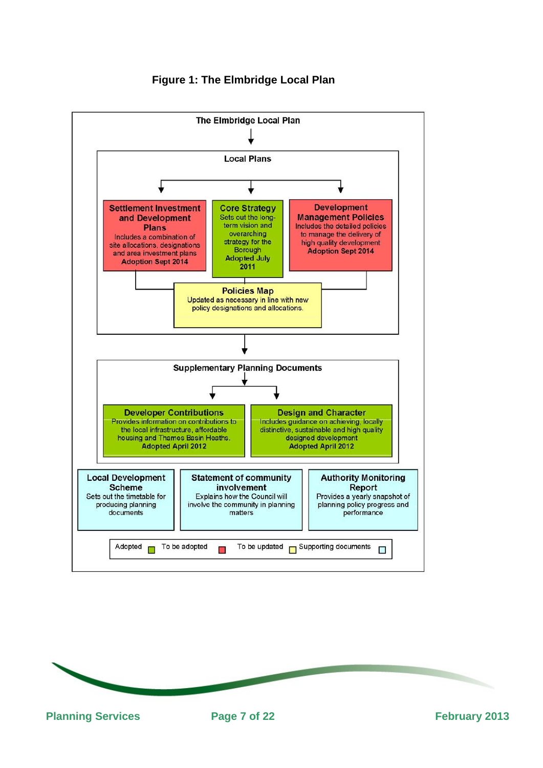**Figure 1: The Elmbridge Local Plan**

The Elmbridge Local Plan

**Local Plans**

**Settlement Investment and Development Plans**
Includes a combination of site allocations, designations and area investment plans
Adoption Sept 2014

**Core Strategy**
Sets out the long-term vision and overarching strategy for the Borough
Adopted July 2011

**Development Management Policies**
Includes the detailed policies to manage the delivery of high quality development
Adoption Sept 2014

**Policies Map**
Updated as necessary in line with new policy designations and allocations.

**Supplementary Planning Documents**

**Developer Contributions**
Provides information on contributions to the local infrastructure, affordable housing and Thames Basin Heaths.
Adopted April 2012

**Design and Character**
Includes guidance on achieving, locally distinctive, sustainable and high quality designed development
Adopted April 2012

**Local Development Scheme**
Sets out the timetable for producing planning documents

**Statement of community involvement**
Explains how the Council will involve the community in planning matters

**Authority Monitoring Report**
Provides a yearly snapshot of planning policy progress and performance

Adopted | To be adopted | To be updated | Supporting documents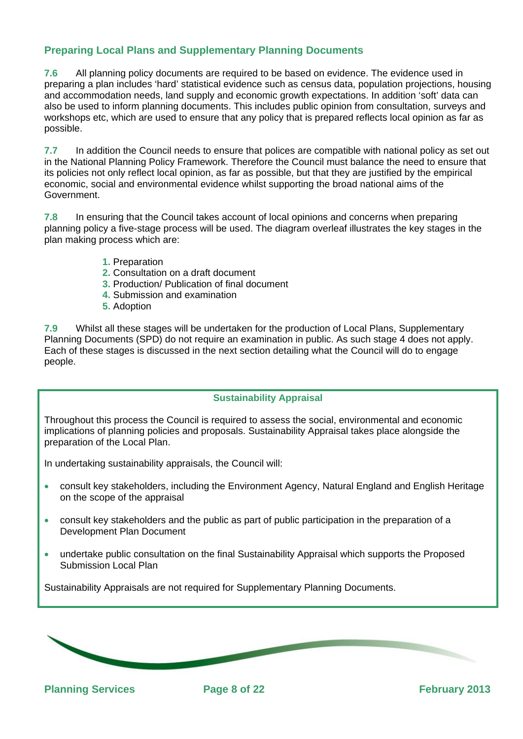## Preparing Local Plans and Supplementary Planning Documents

**7.6** All planning policy documents are required to be based on evidence. The evidence used in preparing a plan includes 'hard' statistical evidence such as census data, population projections, housing and accommodation needs, land supply and economic growth expectations. In addition 'soft' data can also be used to inform planning documents. This includes public opinion from consultation, surveys and workshops etc, which are used to ensure that any policy that is prepared reflects local opinion as far as possible.

**7.7** In addition the Council needs to ensure that polices are compatible with national policy as set out in the National Planning Policy Framework. Therefore the Council must balance the need to ensure that its policies not only reflect local opinion, as far as possible, but that they are justified by the empirical economic, social and environmental evidence whilst supporting the broad national aims of the Government.

**7.8** In ensuring that the Council takes account of local opinions and concerns when preparing planning policy a five-stage process will be used. The diagram overleaf illustrates the key stages in the plan making process which are:

1. Preparation
2. Consultation on a draft document
3. Production/ Publication of final document
4. Submission and examination
5. Adoption

**7.9** Whilst all these stages will be undertaken for the production of Local Plans, Supplementary Planning Documents (SPD) do not require an examination in public. As such stage 4 does not apply. Each of these stages is discussed in the next section detailing what the Council will do to engage people.

### Sustainability Appraisal

Throughout this process the Council is required to assess the social, environmental and economic implications of planning policies and proposals. Sustainability Appraisal takes place alongside the preparation of the Local Plan.

In undertaking sustainability appraisals, the Council will:

- consult key stakeholders, including the Environment Agency, Natural England and English Heritage on the scope of the appraisal
- consult key stakeholders and the public as part of public participation in the preparation of a Development Plan Document
- undertake public consultation on the final Sustainability Appraisal which supports the Proposed Submission Local Plan

Sustainability Appraisals are not required for Supplementary Planning Documents.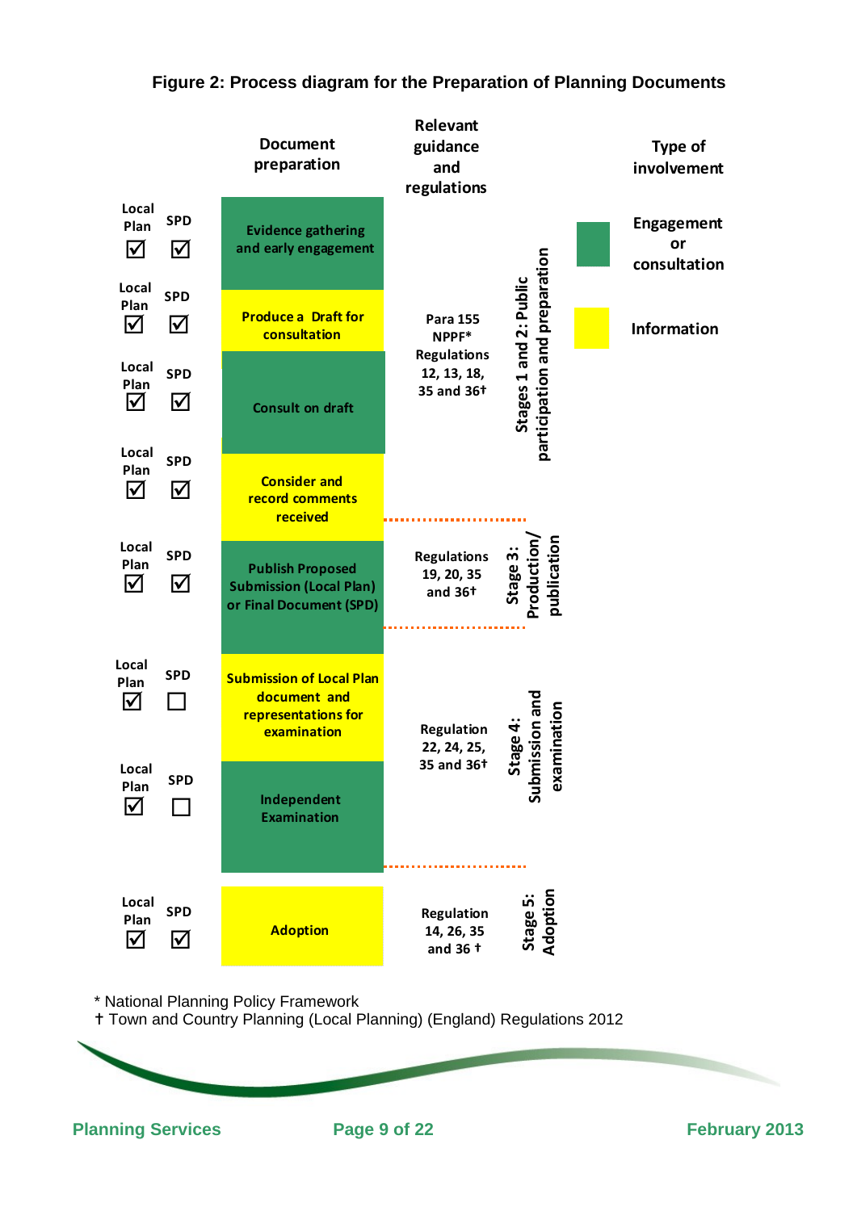**Figure 2: Process diagram for the Preparation of Planning Documents**

| Local Plan | SPD | Document preparation | Relevant guidance and regulations | Stage | Type of involvement |
|---|---|---|---|---|---|
| ☑ | ☑ | Evidence gathering and early engagement | Para 155 NPPF* Regulations 12, 13, 18, 35 and 36† | Stages 1 and 2: Public participation and preparation | Engagement or consultation |
| ☑ | ☑ | Produce a Draft for consultation | | | Information |
| ☑ | ☑ | Consult on draft | | | Engagement or consultation |
| ☑ | ☑ | Consider and record comments received | | | Information |
| ☑ | ☑ | Publish Proposed Submission (Local Plan) or Final Document (SPD) | Regulations 19, 20, 35 and 36† | Stage 3: Production/ publication | Engagement or consultation |
| ☑ | ☐ | Submission of Local Plan document and representations for examination | Regulation 22, 24, 25, 35 and 36† | Stage 4: Submission and examination | Information |
| ☑ | ☐ | Independent Examination | | | Engagement or consultation |
| ☑ | ☑ | Adoption | Regulation 14, 26, 35 and 36 † | Stage 5: Adoption | Information |

\* National Planning Policy Framework

† Town and Country Planning (Local Planning) (England) Regulations 2012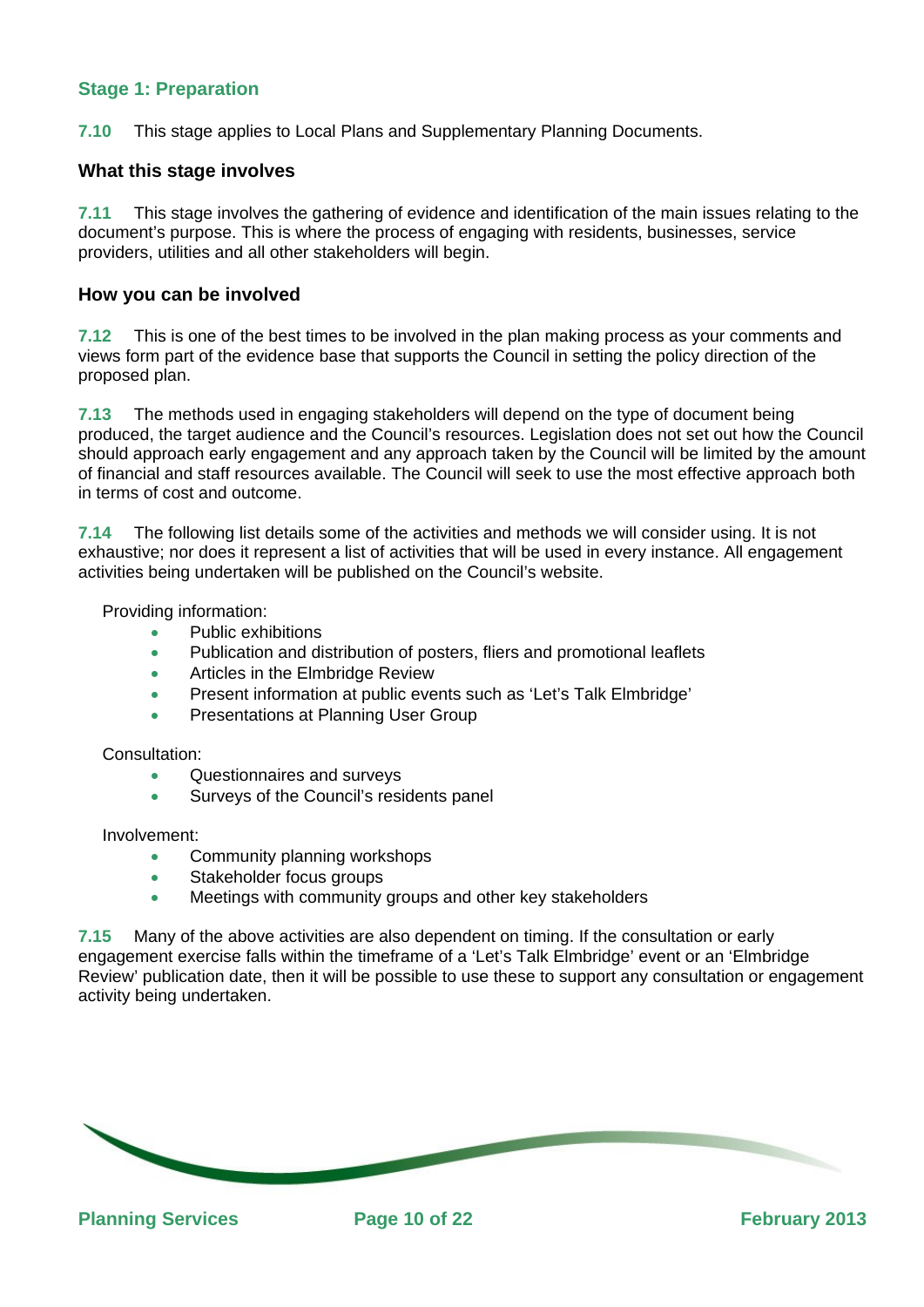### Stage 1: Preparation

**7.10** This stage applies to Local Plans and Supplementary Planning Documents.

#### What this stage involves

**7.11** This stage involves the gathering of evidence and identification of the main issues relating to the document's purpose. This is where the process of engaging with residents, businesses, service providers, utilities and all other stakeholders will begin.

#### How you can be involved

**7.12** This is one of the best times to be involved in the plan making process as your comments and views form part of the evidence base that supports the Council in setting the policy direction of the proposed plan.

**7.13** The methods used in engaging stakeholders will depend on the type of document being produced, the target audience and the Council's resources. Legislation does not set out how the Council should approach early engagement and any approach taken by the Council will be limited by the amount of financial and staff resources available. The Council will seek to use the most effective approach both in terms of cost and outcome.

**7.14** The following list details some of the activities and methods we will consider using. It is not exhaustive; nor does it represent a list of activities that will be used in every instance. All engagement activities being undertaken will be published on the Council's website.

Providing information:

- Public exhibitions
- Publication and distribution of posters, fliers and promotional leaflets
- Articles in the Elmbridge Review
- Present information at public events such as 'Let's Talk Elmbridge'
- Presentations at Planning User Group

Consultation:

- Questionnaires and surveys
- Surveys of the Council's residents panel

Involvement:

- Community planning workshops
- Stakeholder focus groups
- Meetings with community groups and other key stakeholders

**7.15** Many of the above activities are also dependent on timing. If the consultation or early engagement exercise falls within the timeframe of a 'Let's Talk Elmbridge' event or an 'Elmbridge Review' publication date, then it will be possible to use these to support any consultation or engagement activity being undertaken.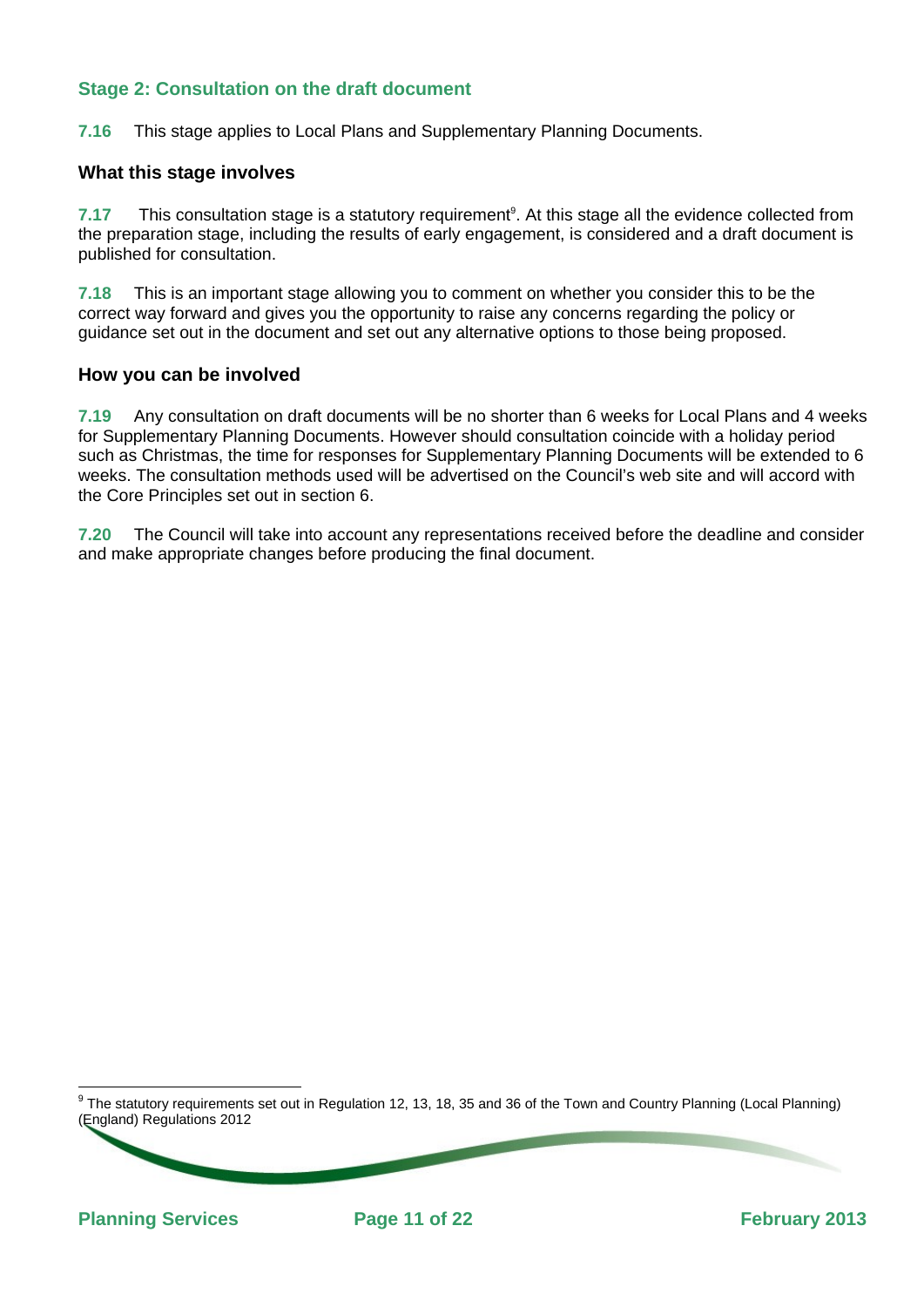## Stage 2: Consultation on the draft document

**7.16** This stage applies to Local Plans and Supplementary Planning Documents.

### What this stage involves

**7.17** This consultation stage is a statutory requirement[9]. At this stage all the evidence collected from the preparation stage, including the results of early engagement, is considered and a draft document is published for consultation.

**7.18** This is an important stage allowing you to comment on whether you consider this to be the correct way forward and gives you the opportunity to raise any concerns regarding the policy or guidance set out in the document and set out any alternative options to those being proposed.

### How you can be involved

**7.19** Any consultation on draft documents will be no shorter than 6 weeks for Local Plans and 4 weeks for Supplementary Planning Documents. However should consultation coincide with a holiday period such as Christmas, the time for responses for Supplementary Planning Documents will be extended to 6 weeks. The consultation methods used will be advertised on the Council's web site and will accord with the Core Principles set out in section 6.

**7.20** The Council will take into account any representations received before the deadline and consider and make appropriate changes before producing the final document.

---

[9] The statutory requirements set out in Regulation 12, 13, 18, 35 and 36 of the Town and Country Planning (Local Planning) (England) Regulations 2012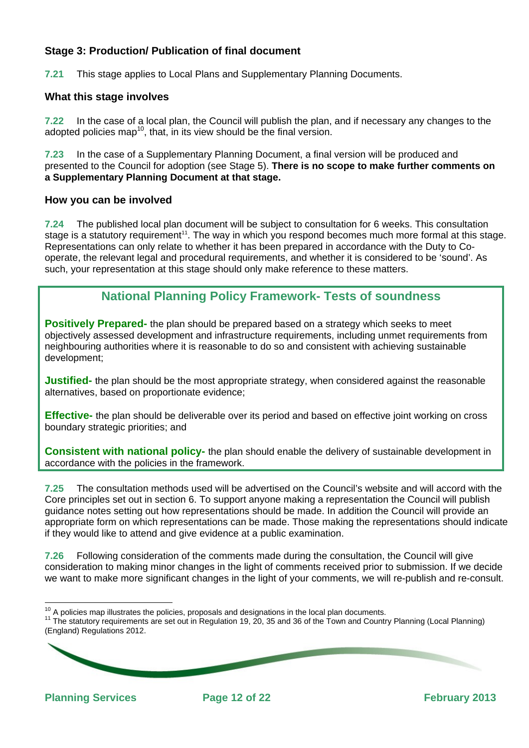### Stage 3: Production/ Publication of final document

**7.21** This stage applies to Local Plans and Supplementary Planning Documents.

#### What this stage involves

**7.22** In the case of a local plan, the Council will publish the plan, and if necessary any changes to the adopted policies map[10], that, in its view should be the final version.

**7.23** In the case of a Supplementary Planning Document, a final version will be produced and presented to the Council for adoption (see Stage 5). **There is no scope to make further comments on a Supplementary Planning Document at that stage.**

#### How you can be involved

**7.24** The published local plan document will be subject to consultation for 6 weeks. This consultation stage is a statutory requirement[11]. The way in which you respond becomes much more formal at this stage. Representations can only relate to whether it has been prepared in accordance with the Duty to Co-operate, the relevant legal and procedural requirements, and whether it is considered to be 'sound'. As such, your representation at this stage should only make reference to these matters.

> **National Planning Policy Framework- Tests of soundness**
>
> **Positively Prepared-** the plan should be prepared based on a strategy which seeks to meet objectively assessed development and infrastructure requirements, including unmet requirements from neighbouring authorities where it is reasonable to do so and consistent with achieving sustainable development;
>
> **Justified-** the plan should be the most appropriate strategy, when considered against the reasonable alternatives, based on proportionate evidence;
>
> **Effective-** the plan should be deliverable over its period and based on effective joint working on cross boundary strategic priorities; and
>
> **Consistent with national policy-** the plan should enable the delivery of sustainable development in accordance with the policies in the framework.

**7.25** The consultation methods used will be advertised on the Council's website and will accord with the Core principles set out in section 6. To support anyone making a representation the Council will publish guidance notes setting out how representations should be made. In addition the Council will provide an appropriate form on which representations can be made. Those making the representations should indicate if they would like to attend and give evidence at a public examination.

**7.26** Following consideration of the comments made during the consultation, the Council will give consideration to making minor changes in the light of comments received prior to submission. If we decide we want to make more significant changes in the light of your comments, we will re-publish and re-consult.

---

[10] A policies map illustrates the policies, proposals and designations in the local plan documents.

[11] The statutory requirements are set out in Regulation 19, 20, 35 and 36 of the Town and Country Planning (Local Planning) (England) Regulations 2012.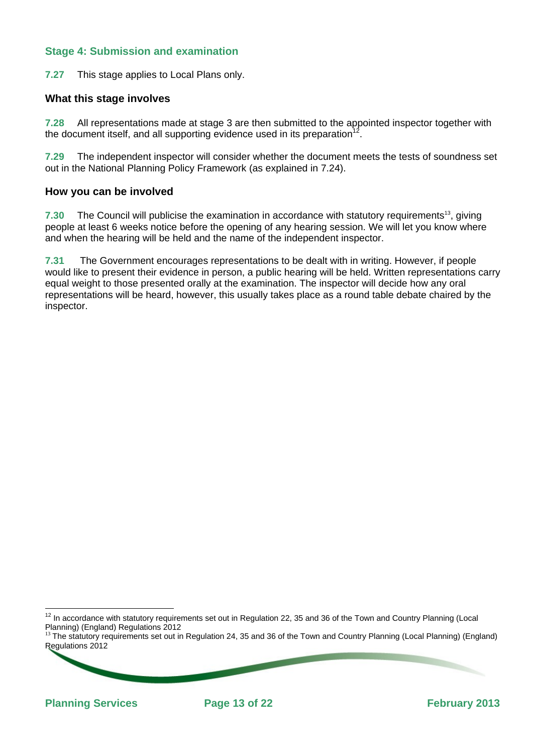### Stage 4: Submission and examination

**7.27** This stage applies to Local Plans only.

#### What this stage involves

**7.28** All representations made at stage 3 are then submitted to the appointed inspector together with the document itself, and all supporting evidence used in its preparation[12].

**7.29** The independent inspector will consider whether the document meets the tests of soundness set out in the National Planning Policy Framework (as explained in 7.24).

#### How you can be involved

**7.30** The Council will publicise the examination in accordance with statutory requirements[13], giving people at least 6 weeks notice before the opening of any hearing session. We will let you know where and when the hearing will be held and the name of the independent inspector.

**7.31** The Government encourages representations to be dealt with in writing. However, if people would like to present their evidence in person, a public hearing will be held. Written representations carry equal weight to those presented orally at the examination. The inspector will decide how any oral representations will be heard, however, this usually takes place as a round table debate chaired by the inspector.

---

[12] In accordance with statutory requirements set out in Regulation 22, 35 and 36 of the Town and Country Planning (Local Planning) (England) Regulations 2012

[13] The statutory requirements set out in Regulation 24, 35 and 36 of the Town and Country Planning (Local Planning) (England) Regulations 2012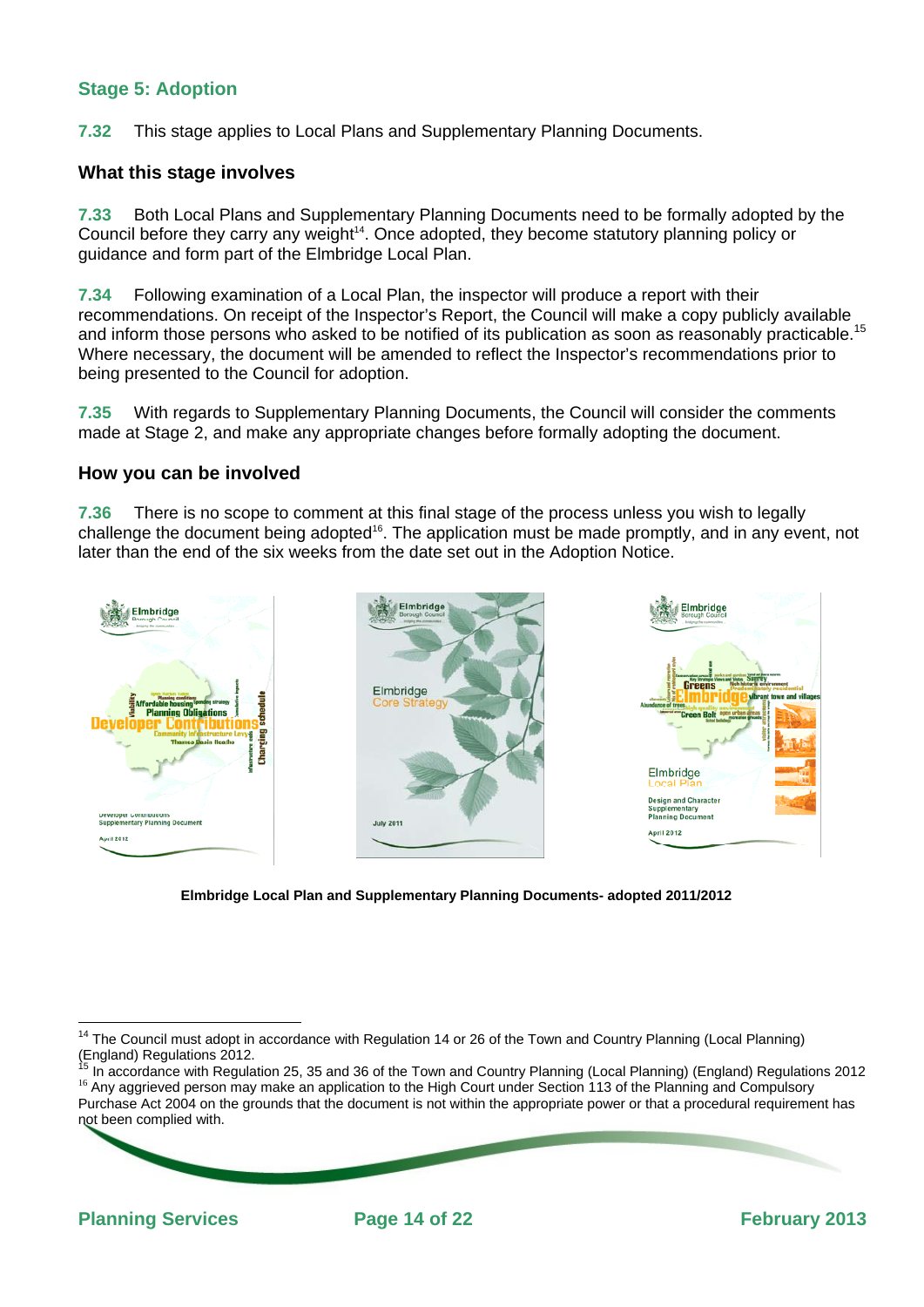## Stage 5: Adoption

**7.32** This stage applies to Local Plans and Supplementary Planning Documents.

### What this stage involves

**7.33** Both Local Plans and Supplementary Planning Documents need to be formally adopted by the Council before they carry any weight[14]. Once adopted, they become statutory planning policy or guidance and form part of the Elmbridge Local Plan.

**7.34** Following examination of a Local Plan, the inspector will produce a report with their recommendations. On receipt of the Inspector's Report, the Council will make a copy publicly available and inform those persons who asked to be notified of its publication as soon as reasonably practicable.[15] Where necessary, the document will be amended to reflect the Inspector's recommendations prior to being presented to the Council for adoption.

**7.35** With regards to Supplementary Planning Documents, the Council will consider the comments made at Stage 2, and make any appropriate changes before formally adopting the document.

### How you can be involved

**7.36** There is no scope to comment at this final stage of the process unless you wish to legally challenge the document being adopted[16]. The application must be made promptly, and in any event, not later than the end of the six weeks from the date set out in the Adoption Notice.

**Elmbridge Local Plan and Supplementary Planning Documents- adopted 2011/2012**

---

[14] The Council must adopt in accordance with Regulation 14 or 26 of the Town and Country Planning (Local Planning) (England) Regulations 2012.

[15] In accordance with Regulation 25, 35 and 36 of the Town and Country Planning (Local Planning) (England) Regulations 2012

[16] Any aggrieved person may make an application to the High Court under Section 113 of the Planning and Compulsory Purchase Act 2004 on the grounds that the document is not within the appropriate power or that a procedural requirement has not been complied with.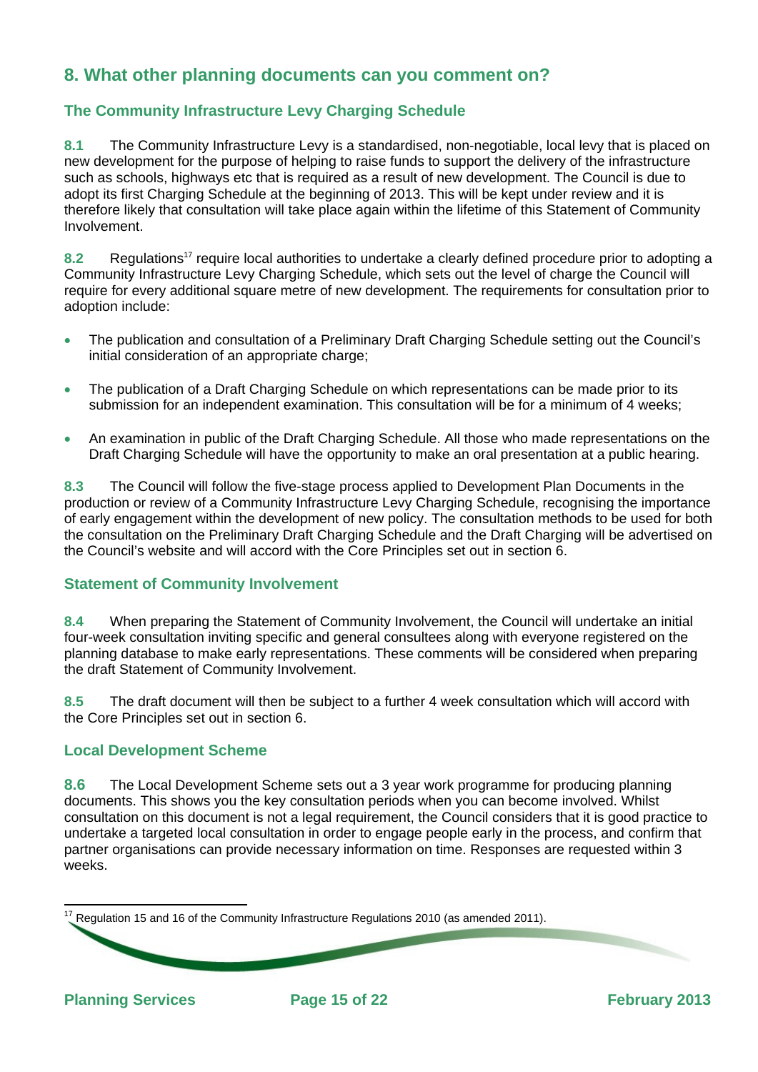## 8. What other planning documents can you comment on?

### The Community Infrastructure Levy Charging Schedule

**8.1** The Community Infrastructure Levy is a standardised, non-negotiable, local levy that is placed on new development for the purpose of helping to raise funds to support the delivery of the infrastructure such as schools, highways etc that is required as a result of new development. The Council is due to adopt its first Charging Schedule at the beginning of 2013. This will be kept under review and it is therefore likely that consultation will take place again within the lifetime of this Statement of Community Involvement.

**8.2** Regulations[17] require local authorities to undertake a clearly defined procedure prior to adopting a Community Infrastructure Levy Charging Schedule, which sets out the level of charge the Council will require for every additional square metre of new development. The requirements for consultation prior to adoption include:

- The publication and consultation of a Preliminary Draft Charging Schedule setting out the Council's initial consideration of an appropriate charge;
- The publication of a Draft Charging Schedule on which representations can be made prior to its submission for an independent examination. This consultation will be for a minimum of 4 weeks;
- An examination in public of the Draft Charging Schedule. All those who made representations on the Draft Charging Schedule will have the opportunity to make an oral presentation at a public hearing.

**8.3** The Council will follow the five-stage process applied to Development Plan Documents in the production or review of a Community Infrastructure Levy Charging Schedule, recognising the importance of early engagement within the development of new policy. The consultation methods to be used for both the consultation on the Preliminary Draft Charging Schedule and the Draft Charging will be advertised on the Council's website and will accord with the Core Principles set out in section 6.

### Statement of Community Involvement

**8.4** When preparing the Statement of Community Involvement, the Council will undertake an initial four-week consultation inviting specific and general consultees along with everyone registered on the planning database to make early representations. These comments will be considered when preparing the draft Statement of Community Involvement.

**8.5** The draft document will then be subject to a further 4 week consultation which will accord with the Core Principles set out in section 6.

### Local Development Scheme

**8.6** The Local Development Scheme sets out a 3 year work programme for producing planning documents. This shows you the key consultation periods when you can become involved. Whilst consultation on this document is not a legal requirement, the Council considers that it is good practice to undertake a targeted local consultation in order to engage people early in the process, and confirm that partner organisations can provide necessary information on time. Responses are requested within 3 weeks.

---

[17] Regulation 15 and 16 of the Community Infrastructure Regulations 2010 (as amended 2011).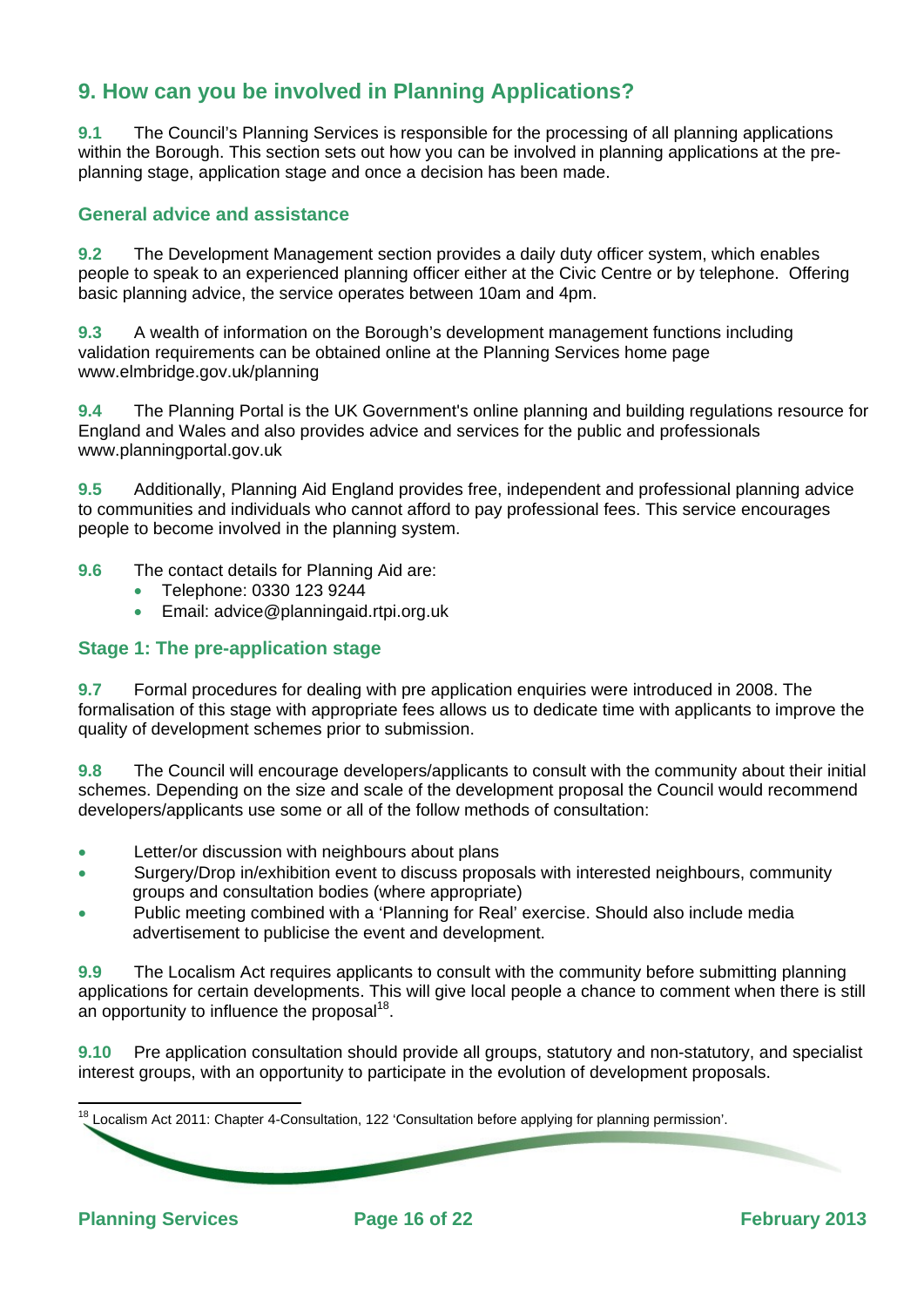## 9. How can you be involved in Planning Applications?

**9.1** The Council's Planning Services is responsible for the processing of all planning applications within the Borough. This section sets out how you can be involved in planning applications at the pre-planning stage, application stage and once a decision has been made.

### General advice and assistance

**9.2** The Development Management section provides a daily duty officer system, which enables people to speak to an experienced planning officer either at the Civic Centre or by telephone. Offering basic planning advice, the service operates between 10am and 4pm.

**9.3** A wealth of information on the Borough's development management functions including validation requirements can be obtained online at the Planning Services home page www.elmbridge.gov.uk/planning

**9.4** The Planning Portal is the UK Government's online planning and building regulations resource for England and Wales and also provides advice and services for the public and professionals www.planningportal.gov.uk

**9.5** Additionally, Planning Aid England provides free, independent and professional planning advice to communities and individuals who cannot afford to pay professional fees. This service encourages people to become involved in the planning system.

**9.6** The contact details for Planning Aid are:

- Telephone: 0330 123 9244
- Email: advice@planningaid.rtpi.org.uk

### Stage 1: The pre-application stage

**9.7** Formal procedures for dealing with pre application enquiries were introduced in 2008. The formalisation of this stage with appropriate fees allows us to dedicate time with applicants to improve the quality of development schemes prior to submission.

**9.8** The Council will encourage developers/applicants to consult with the community about their initial schemes. Depending on the size and scale of the development proposal the Council would recommend developers/applicants use some or all of the follow methods of consultation:

- Letter/or discussion with neighbours about plans
- Surgery/Drop in/exhibition event to discuss proposals with interested neighbours, community groups and consultation bodies (where appropriate)
- Public meeting combined with a 'Planning for Real' exercise. Should also include media advertisement to publicise the event and development.

**9.9** The Localism Act requires applicants to consult with the community before submitting planning applications for certain developments. This will give local people a chance to comment when there is still an opportunity to influence the proposal[18].

**9.10** Pre application consultation should provide all groups, statutory and non-statutory, and specialist interest groups, with an opportunity to participate in the evolution of development proposals.

[18] Localism Act 2011: Chapter 4-Consultation, 122 'Consultation before applying for planning permission'.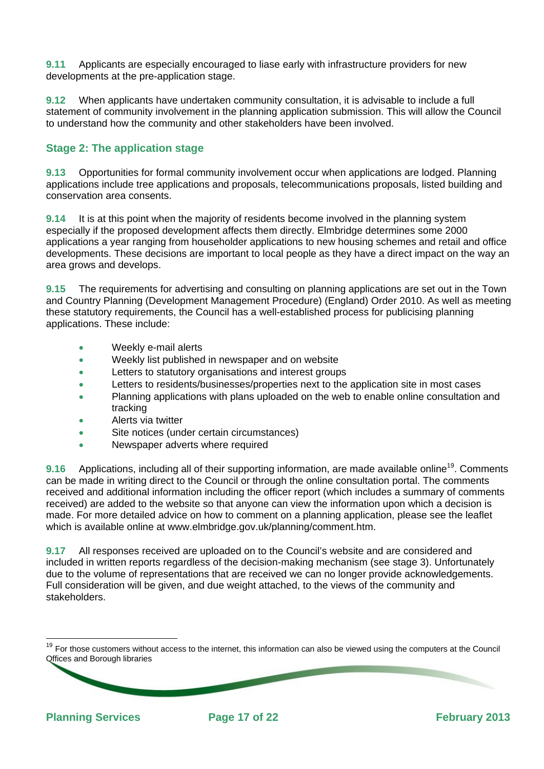**9.11** Applicants are especially encouraged to liase early with infrastructure providers for new developments at the pre-application stage.

**9.12** When applicants have undertaken community consultation, it is advisable to include a full statement of community involvement in the planning application submission. This will allow the Council to understand how the community and other stakeholders have been involved.

### Stage 2: The application stage

**9.13** Opportunities for formal community involvement occur when applications are lodged. Planning applications include tree applications and proposals, telecommunications proposals, listed building and conservation area consents.

**9.14** It is at this point when the majority of residents become involved in the planning system especially if the proposed development affects them directly. Elmbridge determines some 2000 applications a year ranging from householder applications to new housing schemes and retail and office developments. These decisions are important to local people as they have a direct impact on the way an area grows and develops.

**9.15** The requirements for advertising and consulting on planning applications are set out in the Town and Country Planning (Development Management Procedure) (England) Order 2010. As well as meeting these statutory requirements, the Council has a well-established process for publicising planning applications. These include:

- Weekly e-mail alerts
- Weekly list published in newspaper and on website
- Letters to statutory organisations and interest groups
- Letters to residents/businesses/properties next to the application site in most cases
- Planning applications with plans uploaded on the web to enable online consultation and tracking
- Alerts via twitter
- Site notices (under certain circumstances)
- Newspaper adverts where required

**9.16** Applications, including all of their supporting information, are made available online[19]. Comments can be made in writing direct to the Council or through the online consultation portal. The comments received and additional information including the officer report (which includes a summary of comments received) are added to the website so that anyone can view the information upon which a decision is made. For more detailed advice on how to comment on a planning application, please see the leaflet which is available online at www.elmbridge.gov.uk/planning/comment.htm.

**9.17** All responses received are uploaded on to the Council's website and are considered and included in written reports regardless of the decision-making mechanism (see stage 3). Unfortunately due to the volume of representations that are received we can no longer provide acknowledgements. Full consideration will be given, and due weight attached, to the views of the community and stakeholders.

[19] For those customers without access to the internet, this information can also be viewed using the computers at the Council Offices and Borough libraries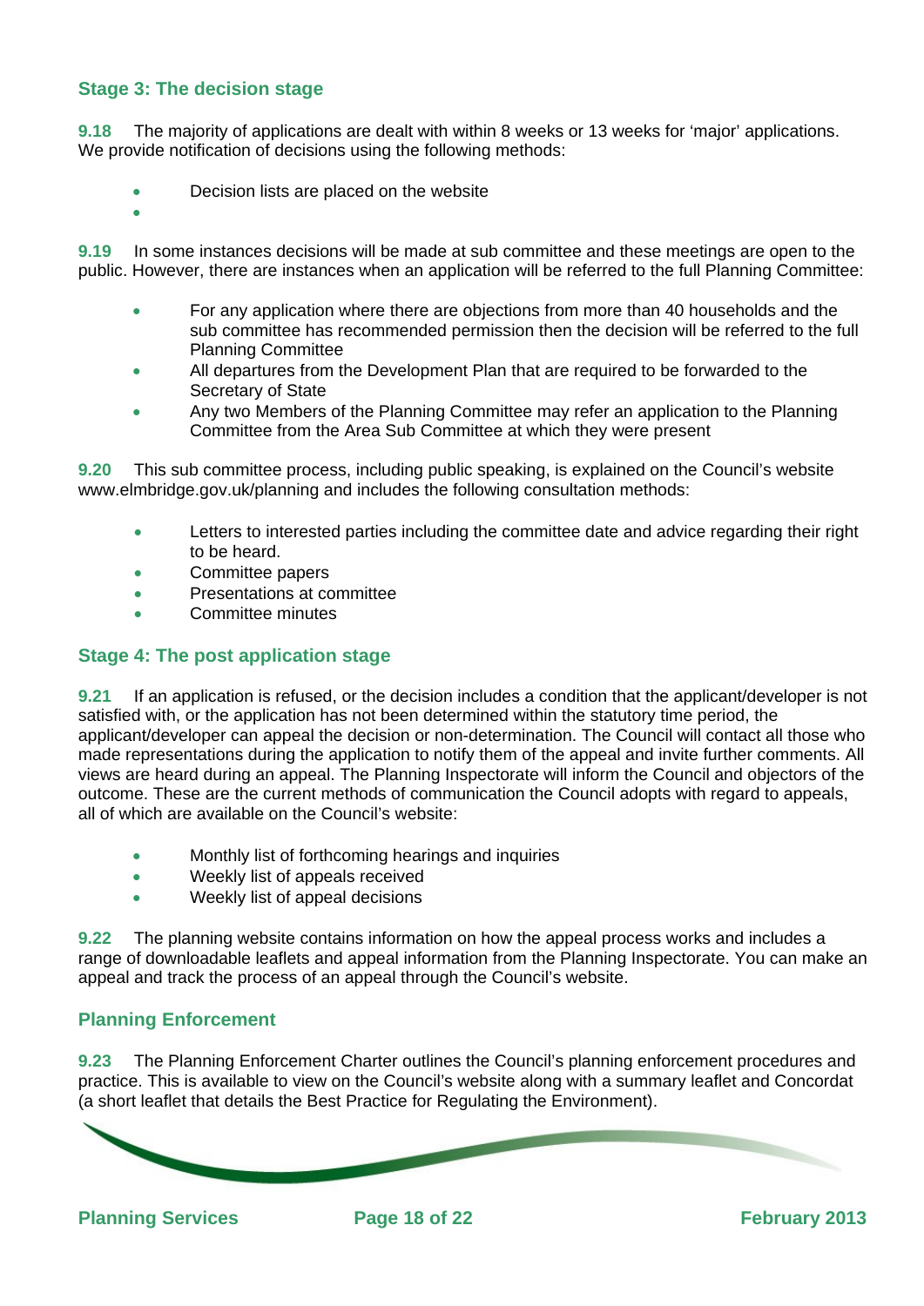### Stage 3: The decision stage

**9.18** The majority of applications are dealt with within 8 weeks or 13 weeks for 'major' applications. We provide notification of decisions using the following methods:

- Decision lists are placed on the website
- 

**9.19** In some instances decisions will be made at sub committee and these meetings are open to the public. However, there are instances when an application will be referred to the full Planning Committee:

- For any application where there are objections from more than 40 households and the sub committee has recommended permission then the decision will be referred to the full Planning Committee
- All departures from the Development Plan that are required to be forwarded to the Secretary of State
- Any two Members of the Planning Committee may refer an application to the Planning Committee from the Area Sub Committee at which they were present

**9.20** This sub committee process, including public speaking, is explained on the Council's website www.elmbridge.gov.uk/planning and includes the following consultation methods:

- Letters to interested parties including the committee date and advice regarding their right to be heard.
- Committee papers
- Presentations at committee
- Committee minutes

### Stage 4: The post application stage

**9.21** If an application is refused, or the decision includes a condition that the applicant/developer is not satisfied with, or the application has not been determined within the statutory time period, the applicant/developer can appeal the decision or non-determination. The Council will contact all those who made representations during the application to notify them of the appeal and invite further comments. All views are heard during an appeal. The Planning Inspectorate will inform the Council and objectors of the outcome. These are the current methods of communication the Council adopts with regard to appeals, all of which are available on the Council's website:

- Monthly list of forthcoming hearings and inquiries
- Weekly list of appeals received
- Weekly list of appeal decisions

**9.22** The planning website contains information on how the appeal process works and includes a range of downloadable leaflets and appeal information from the Planning Inspectorate. You can make an appeal and track the process of an appeal through the Council's website.

### Planning Enforcement

**9.23** The Planning Enforcement Charter outlines the Council's planning enforcement procedures and practice. This is available to view on the Council's website along with a summary leaflet and Concordat (a short leaflet that details the Best Practice for Regulating the Environment).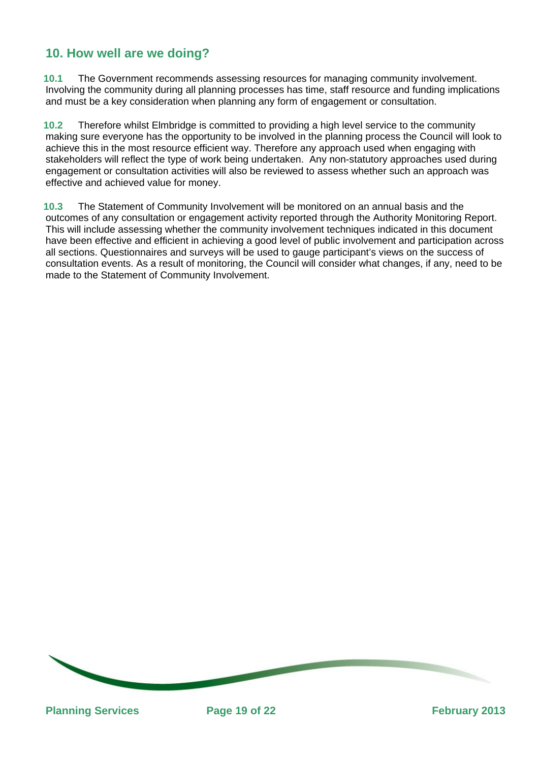## 10. How well are we doing?

**10.1** The Government recommends assessing resources for managing community involvement. Involving the community during all planning processes has time, staff resource and funding implications and must be a key consideration when planning any form of engagement or consultation.

**10.2** Therefore whilst Elmbridge is committed to providing a high level service to the community making sure everyone has the opportunity to be involved in the planning process the Council will look to achieve this in the most resource efficient way. Therefore any approach used when engaging with stakeholders will reflect the type of work being undertaken. Any non-statutory approaches used during engagement or consultation activities will also be reviewed to assess whether such an approach was effective and achieved value for money.

**10.3** The Statement of Community Involvement will be monitored on an annual basis and the outcomes of any consultation or engagement activity reported through the Authority Monitoring Report. This will include assessing whether the community involvement techniques indicated in this document have been effective and efficient in achieving a good level of public involvement and participation across all sections. Questionnaires and surveys will be used to gauge participant's views on the success of consultation events. As a result of monitoring, the Council will consider what changes, if any, need to be made to the Statement of Community Involvement.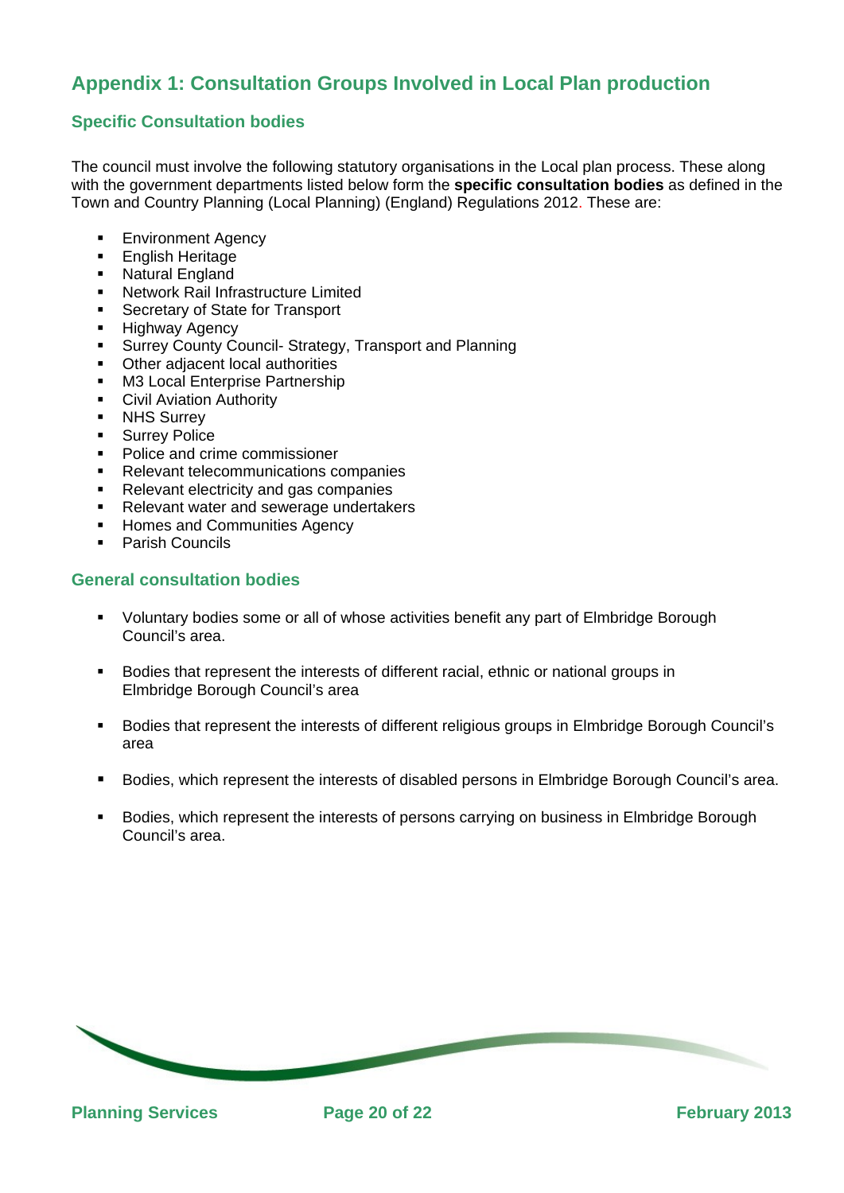# Appendix 1: Consultation Groups Involved in Local Plan production

## Specific Consultation bodies

The council must involve the following statutory organisations in the Local plan process. These along with the government departments listed below form the **specific consultation bodies** as defined in the Town and Country Planning (Local Planning) (England) Regulations 2012. These are:

- Environment Agency
- English Heritage
- Natural England
- Network Rail Infrastructure Limited
- Secretary of State for Transport
- Highway Agency
- Surrey County Council- Strategy, Transport and Planning
- Other adjacent local authorities
- M3 Local Enterprise Partnership
- Civil Aviation Authority
- NHS Surrey
- Surrey Police
- Police and crime commissioner
- Relevant telecommunications companies
- Relevant electricity and gas companies
- Relevant water and sewerage undertakers
- Homes and Communities Agency
- Parish Councils

## General consultation bodies

- Voluntary bodies some or all of whose activities benefit any part of Elmbridge Borough Council's area.

- Bodies that represent the interests of different racial, ethnic or national groups in Elmbridge Borough Council's area

- Bodies that represent the interests of different religious groups in Elmbridge Borough Council's area

- Bodies, which represent the interests of disabled persons in Elmbridge Borough Council's area.

- Bodies, which represent the interests of persons carrying on business in Elmbridge Borough Council's area.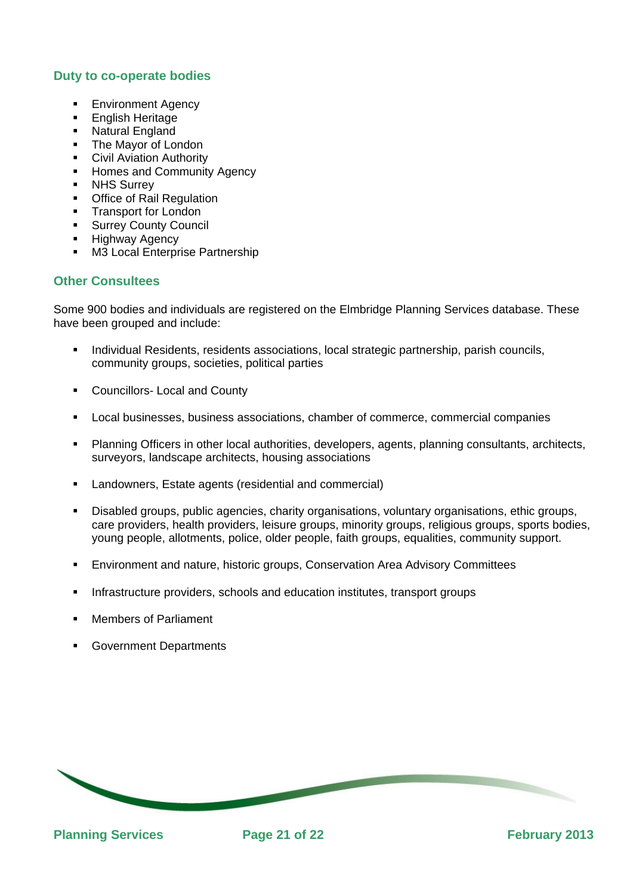### Duty to co-operate bodies

- Environment Agency
- English Heritage
- Natural England
- The Mayor of London
- Civil Aviation Authority
- Homes and Community Agency
- NHS Surrey
- Office of Rail Regulation
- Transport for London
- Surrey County Council
- Highway Agency
- M3 Local Enterprise Partnership

### Other Consultees

Some 900 bodies and individuals are registered on the Elmbridge Planning Services database. These have been grouped and include:

- Individual Residents, residents associations, local strategic partnership, parish councils, community groups, societies, political parties
- Councillors- Local and County
- Local businesses, business associations, chamber of commerce, commercial companies
- Planning Officers in other local authorities, developers, agents, planning consultants, architects, surveyors, landscape architects, housing associations
- Landowners, Estate agents (residential and commercial)
- Disabled groups, public agencies, charity organisations, voluntary organisations, ethic groups, care providers, health providers, leisure groups, minority groups, religious groups, sports bodies, young people, allotments, police, older people, faith groups, equalities, community support.
- Environment and nature, historic groups, Conservation Area Advisory Committees
- Infrastructure providers, schools and education institutes, transport groups
- Members of Parliament
- Government Departments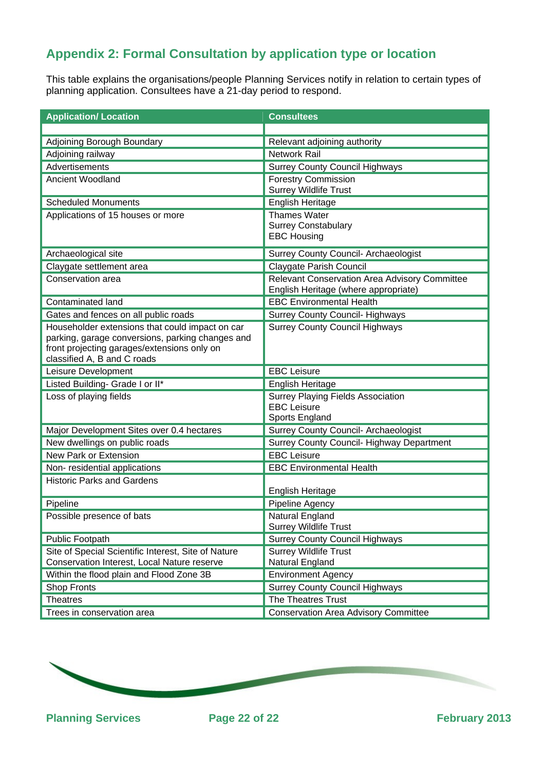## Appendix 2: Formal Consultation by application type or location

This table explains the organisations/people Planning Services notify in relation to certain types of planning application. Consultees have a 21-day period to respond.

| Application/ Location | Consultees |
|---|---|
| | |
| Adjoining Borough Boundary | Relevant adjoining authority |
| Adjoining railway | Network Rail |
| Advertisements | Surrey County Council Highways |
| Ancient Woodland | Forestry Commission<br>Surrey Wildlife Trust |
| Scheduled Monuments | English Heritage |
| Applications of 15 houses or more | Thames Water<br>Surrey Constabulary<br>EBC Housing |
| Archaeological site | Surrey County Council- Archaeologist |
| Claygate settlement area | Claygate Parish Council |
| Conservation area | Relevant Conservation Area Advisory Committee<br>English Heritage (where appropriate) |
| Contaminated land | EBC Environmental Health |
| Gates and fences on all public roads | Surrey County Council- Highways |
| Householder extensions that could impact on car parking, garage conversions, parking changes and front projecting garages/extensions only on classified A, B and C roads | Surrey County Council Highways |
| Leisure Development | EBC Leisure |
| Listed Building- Grade I or II* | English Heritage |
| Loss of playing fields | Surrey Playing Fields Association<br>EBC Leisure<br>Sports England |
| Major Development Sites over 0.4 hectares | Surrey County Council- Archaeologist |
| New dwellings on public roads | Surrey County Council- Highway Department |
| New Park or Extension | EBC Leisure |
| Non- residential applications | EBC Environmental Health |
| Historic Parks and Gardens | English Heritage |
| Pipeline | Pipeline Agency |
| Possible presence of bats | Natural England<br>Surrey Wildlife Trust |
| Public Footpath | Surrey County Council Highways |
| Site of Special Scientific Interest, Site of Nature Conservation Interest, Local Nature reserve | Surrey Wildlife Trust<br>Natural England |
| Within the flood plain and Flood Zone 3B | Environment Agency |
| Shop Fronts | Surrey County Council Highways |
| Theatres | The Theatres Trust |
| Trees in conservation area | Conservation Area Advisory Committee |